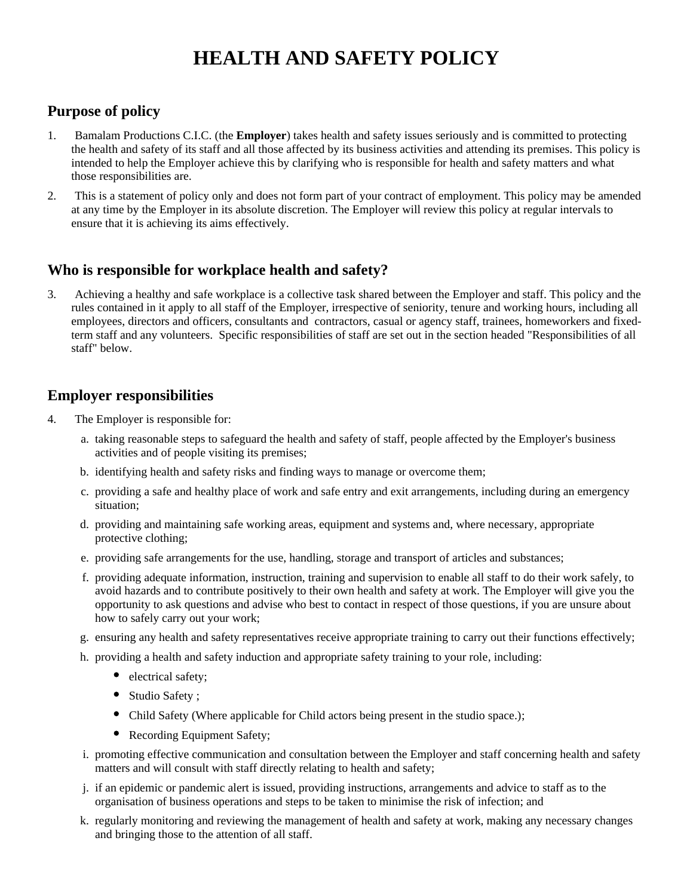# HEALTH AND SAFETY POLICY

## Purpose of policy

1. Bamalam Productions C.I.C. (the **Employer**) takes health and safety issues seriously and is committed to protecting the health and safety of its staff and all those affected by its business activities and attending its premises. This policy is intended to help the Employer achieve this by clarifying who is responsible for health and safety matters and what those responsibilities are.

2. This is a statement of policy only and does not form part of your contract of employment. This policy may be amended at any time by the Employer in its absolute discretion. The Employer will review this policy at regular intervals to ensure that it is achieving its aims effectively.

## Who is responsible for workplace health and safety?

3. Achieving a healthy and safe workplace is a collective task shared between the Employer and staff. This policy and the rules contained in it apply to all staff of the Employer, irrespective of seniority, tenure and working hours, including all employees, directors and officers, consultants and contractors, casual or agency staff, trainees, homeworkers and fixed-term staff and any volunteers. Specific responsibilities of staff are set out in the section headed "Responsibilities of all staff" below.

## Employer responsibilities

4. The Employer is responsible for:

   a. taking reasonable steps to safeguard the health and safety of staff, people affected by the Employer's business activities and of people visiting its premises;

   b. identifying health and safety risks and finding ways to manage or overcome them;

   c. providing a safe and healthy place of work and safe entry and exit arrangements, including during an emergency situation;

   d. providing and maintaining safe working areas, equipment and systems and, where necessary, appropriate protective clothing;

   e. providing safe arrangements for the use, handling, storage and transport of articles and substances;

   f. providing adequate information, instruction, training and supervision to enable all staff to do their work safely, to avoid hazards and to contribute positively to their own health and safety at work. The Employer will give you the opportunity to ask questions and advise who best to contact in respect of those questions, if you are unsure about how to safely carry out your work;

   g. ensuring any health and safety representatives receive appropriate training to carry out their functions effectively;

   h. providing a health and safety induction and appropriate safety training to your role, including:

      - electrical safety;
      - Studio Safety ;
      - Child Safety (Where applicable for Child actors being present in the studio space.);
      - Recording Equipment Safety;

   i. promoting effective communication and consultation between the Employer and staff concerning health and safety matters and will consult with staff directly relating to health and safety;

   j. if an epidemic or pandemic alert is issued, providing instructions, arrangements and advice to staff as to the organisation of business operations and steps to be taken to minimise the risk of infection; and

   k. regularly monitoring and reviewing the management of health and safety at work, making any necessary changes and bringing those to the attention of all staff.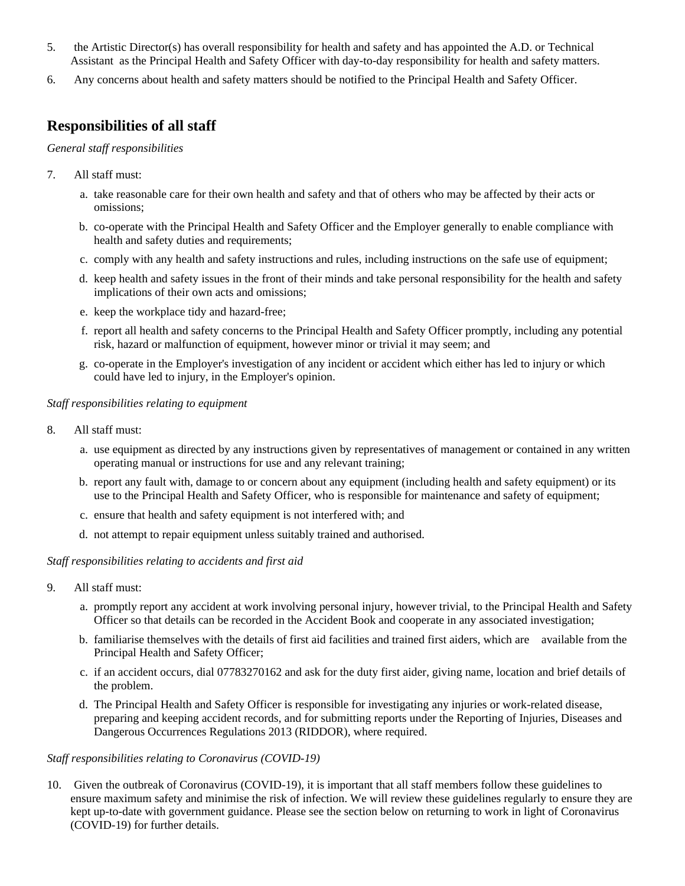5. the Artistic Director(s) has overall responsibility for health and safety and has appointed the A.D. or Technical Assistant as the Principal Health and Safety Officer with day-to-day responsibility for health and safety matters.

6. Any concerns about health and safety matters should be notified to the Principal Health and Safety Officer.

## Responsibilities of all staff

*General staff responsibilities*

7. All staff must:

   a. take reasonable care for their own health and safety and that of others who may be affected by their acts or omissions;

   b. co-operate with the Principal Health and Safety Officer and the Employer generally to enable compliance with health and safety duties and requirements;

   c. comply with any health and safety instructions and rules, including instructions on the safe use of equipment;

   d. keep health and safety issues in the front of their minds and take personal responsibility for the health and safety implications of their own acts and omissions;

   e. keep the workplace tidy and hazard-free;

   f. report all health and safety concerns to the Principal Health and Safety Officer promptly, including any potential risk, hazard or malfunction of equipment, however minor or trivial it may seem; and

   g. co-operate in the Employer's investigation of any incident or accident which either has led to injury or which could have led to injury, in the Employer's opinion.

*Staff responsibilities relating to equipment*

8. All staff must:

   a. use equipment as directed by any instructions given by representatives of management or contained in any written operating manual or instructions for use and any relevant training;

   b. report any fault with, damage to or concern about any equipment (including health and safety equipment) or its use to the Principal Health and Safety Officer, who is responsible for maintenance and safety of equipment;

   c. ensure that health and safety equipment is not interfered with; and

   d. not attempt to repair equipment unless suitably trained and authorised.

*Staff responsibilities relating to accidents and first aid*

9. All staff must:

   a. promptly report any accident at work involving personal injury, however trivial, to the Principal Health and Safety Officer so that details can be recorded in the Accident Book and cooperate in any associated investigation;

   b. familiarise themselves with the details of first aid facilities and trained first aiders, which are available from the Principal Health and Safety Officer;

   c. if an accident occurs, dial 07783270162 and ask for the duty first aider, giving name, location and brief details of the problem.

   d. The Principal Health and Safety Officer is responsible for investigating any injuries or work-related disease, preparing and keeping accident records, and for submitting reports under the Reporting of Injuries, Diseases and Dangerous Occurrences Regulations 2013 (RIDDOR), where required.

*Staff responsibilities relating to Coronavirus (COVID-19)*

10. Given the outbreak of Coronavirus (COVID-19), it is important that all staff members follow these guidelines to ensure maximum safety and minimise the risk of infection. We will review these guidelines regularly to ensure they are kept up-to-date with government guidance. Please see the section below on returning to work in light of Coronavirus (COVID-19) for further details.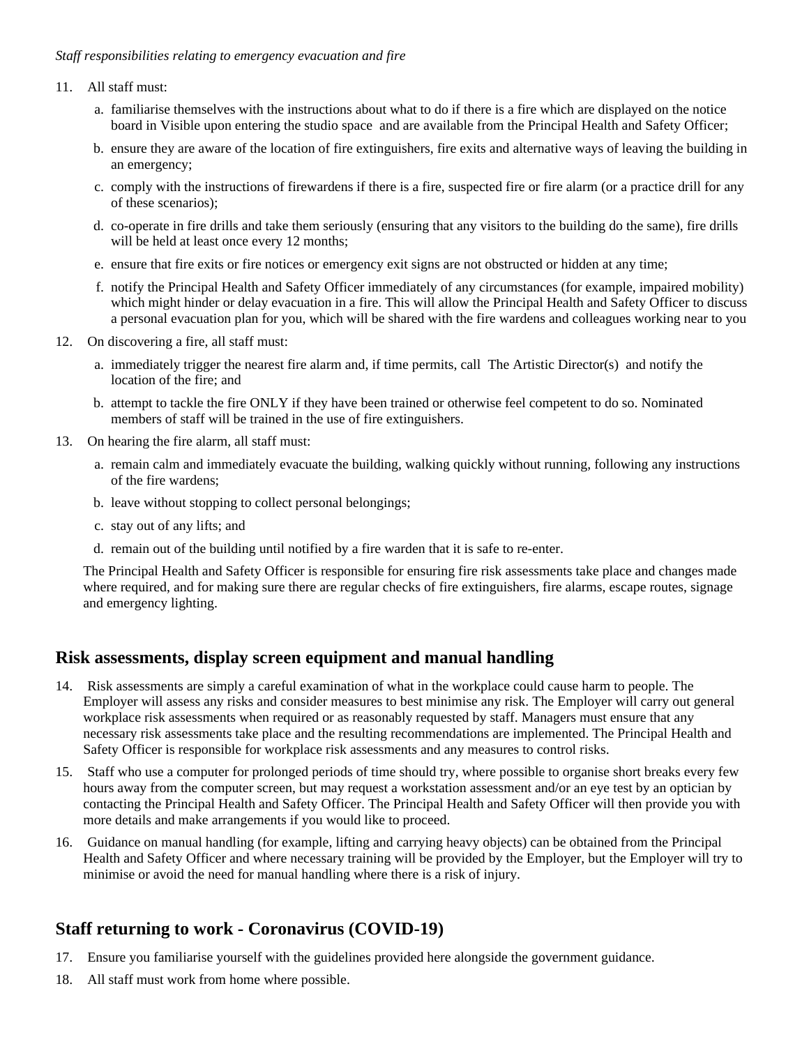*Staff responsibilities relating to emergency evacuation and fire*

11. All staff must:

    a. familiarise themselves with the instructions about what to do if there is a fire which are displayed on the notice board in Visible upon entering the studio space and are available from the Principal Health and Safety Officer;

    b. ensure they are aware of the location of fire extinguishers, fire exits and alternative ways of leaving the building in an emergency;

    c. comply with the instructions of firewardens if there is a fire, suspected fire or fire alarm (or a practice drill for any of these scenarios);

    d. co-operate in fire drills and take them seriously (ensuring that any visitors to the building do the same), fire drills will be held at least once every 12 months;

    e. ensure that fire exits or fire notices or emergency exit signs are not obstructed or hidden at any time;

    f. notify the Principal Health and Safety Officer immediately of any circumstances (for example, impaired mobility) which might hinder or delay evacuation in a fire. This will allow the Principal Health and Safety Officer to discuss a personal evacuation plan for you, which will be shared with the fire wardens and colleagues working near to you

12. On discovering a fire, all staff must:

    a. immediately trigger the nearest fire alarm and, if time permits, call The Artistic Director(s) and notify the location of the fire; and

    b. attempt to tackle the fire ONLY if they have been trained or otherwise feel competent to do so. Nominated members of staff will be trained in the use of fire extinguishers.

13. On hearing the fire alarm, all staff must:

    a. remain calm and immediately evacuate the building, walking quickly without running, following any instructions of the fire wardens;

    b. leave without stopping to collect personal belongings;

    c. stay out of any lifts; and

    d. remain out of the building until notified by a fire warden that it is safe to re-enter.

    The Principal Health and Safety Officer is responsible for ensuring fire risk assessments take place and changes made where required, and for making sure there are regular checks of fire extinguishers, fire alarms, escape routes, signage and emergency lighting.

## Risk assessments, display screen equipment and manual handling

14. Risk assessments are simply a careful examination of what in the workplace could cause harm to people. The Employer will assess any risks and consider measures to best minimise any risk. The Employer will carry out general workplace risk assessments when required or as reasonably requested by staff. Managers must ensure that any necessary risk assessments take place and the resulting recommendations are implemented. The Principal Health and Safety Officer is responsible for workplace risk assessments and any measures to control risks.

15. Staff who use a computer for prolonged periods of time should try, where possible to organise short breaks every few hours away from the computer screen, but may request a workstation assessment and/or an eye test by an optician by contacting the Principal Health and Safety Officer. The Principal Health and Safety Officer will then provide you with more details and make arrangements if you would like to proceed.

16. Guidance on manual handling (for example, lifting and carrying heavy objects) can be obtained from the Principal Health and Safety Officer and where necessary training will be provided by the Employer, but the Employer will try to minimise or avoid the need for manual handling where there is a risk of injury.

## Staff returning to work - Coronavirus (COVID-19)

17. Ensure you familiarise yourself with the guidelines provided here alongside the government guidance.

18. All staff must work from home where possible.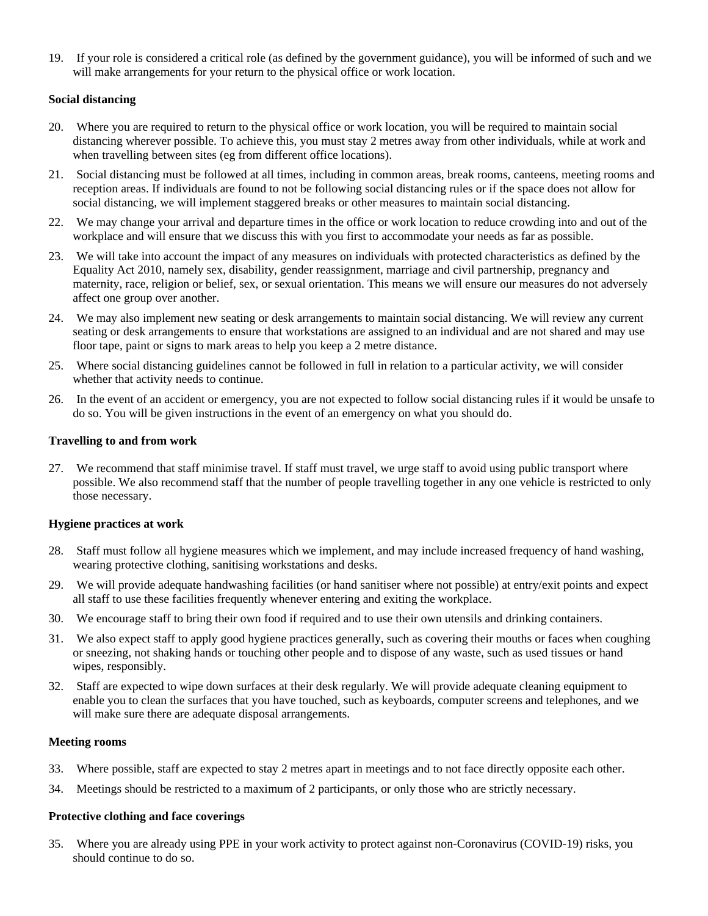19. If your role is considered a critical role (as defined by the government guidance), you will be informed of such and we will make arrangements for your return to the physical office or work location.

**Social distancing**

20. Where you are required to return to the physical office or work location, you will be required to maintain social distancing wherever possible. To achieve this, you must stay 2 metres away from other individuals, while at work and when travelling between sites (eg from different office locations).

21. Social distancing must be followed at all times, including in common areas, break rooms, canteens, meeting rooms and reception areas. If individuals are found to not be following social distancing rules or if the space does not allow for social distancing, we will implement staggered breaks or other measures to maintain social distancing.

22. We may change your arrival and departure times in the office or work location to reduce crowding into and out of the workplace and will ensure that we discuss this with you first to accommodate your needs as far as possible.

23. We will take into account the impact of any measures on individuals with protected characteristics as defined by the Equality Act 2010, namely sex, disability, gender reassignment, marriage and civil partnership, pregnancy and maternity, race, religion or belief, sex, or sexual orientation. This means we will ensure our measures do not adversely affect one group over another.

24. We may also implement new seating or desk arrangements to maintain social distancing. We will review any current seating or desk arrangements to ensure that workstations are assigned to an individual and are not shared and may use floor tape, paint or signs to mark areas to help you keep a 2 metre distance.

25. Where social distancing guidelines cannot be followed in full in relation to a particular activity, we will consider whether that activity needs to continue.

26. In the event of an accident or emergency, you are not expected to follow social distancing rules if it would be unsafe to do so. You will be given instructions in the event of an emergency on what you should do.

**Travelling to and from work**

27. We recommend that staff minimise travel. If staff must travel, we urge staff to avoid using public transport where possible. We also recommend staff that the number of people travelling together in any one vehicle is restricted to only those necessary.

**Hygiene practices at work**

28. Staff must follow all hygiene measures which we implement, and may include increased frequency of hand washing, wearing protective clothing, sanitising workstations and desks.

29. We will provide adequate handwashing facilities (or hand sanitiser where not possible) at entry/exit points and expect all staff to use these facilities frequently whenever entering and exiting the workplace.

30. We encourage staff to bring their own food if required and to use their own utensils and drinking containers.

31. We also expect staff to apply good hygiene practices generally, such as covering their mouths or faces when coughing or sneezing, not shaking hands or touching other people and to dispose of any waste, such as used tissues or hand wipes, responsibly.

32. Staff are expected to wipe down surfaces at their desk regularly. We will provide adequate cleaning equipment to enable you to clean the surfaces that you have touched, such as keyboards, computer screens and telephones, and we will make sure there are adequate disposal arrangements.

**Meeting rooms**

33. Where possible, staff are expected to stay 2 metres apart in meetings and to not face directly opposite each other.

34. Meetings should be restricted to a maximum of 2 participants, or only those who are strictly necessary.

**Protective clothing and face coverings**

35. Where you are already using PPE in your work activity to protect against non-Coronavirus (COVID-19) risks, you should continue to do so.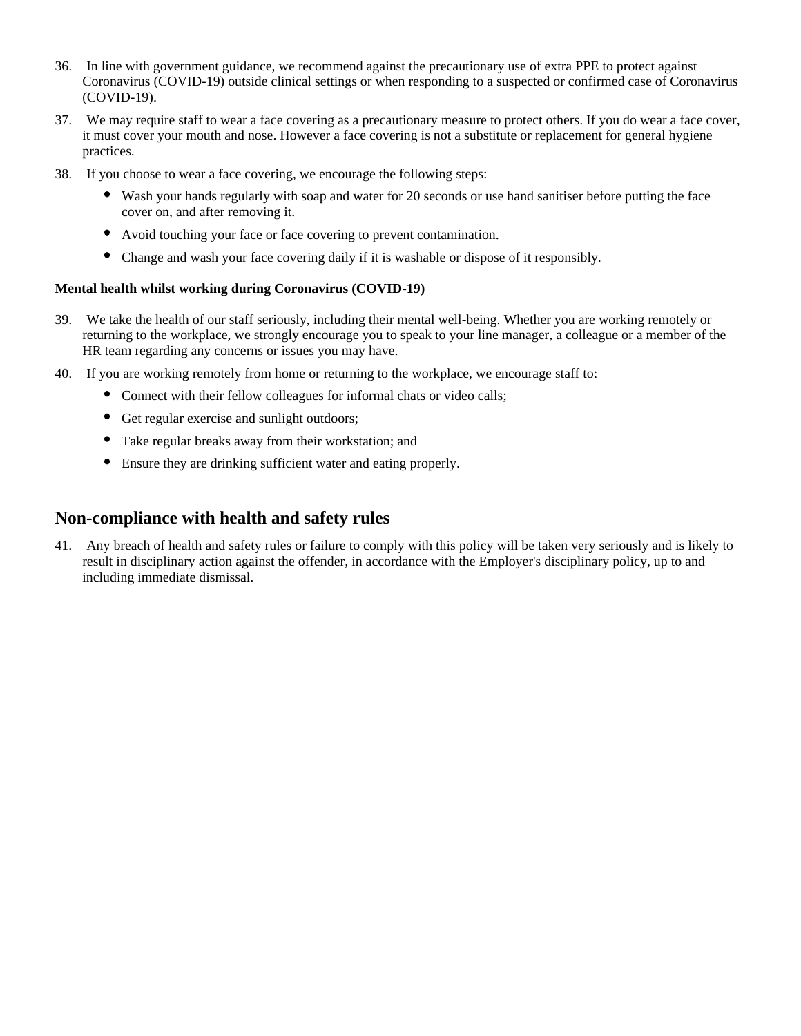36. In line with government guidance, we recommend against the precautionary use of extra PPE to protect against Coronavirus (COVID-19) outside clinical settings or when responding to a suspected or confirmed case of Coronavirus (COVID-19).

37. We may require staff to wear a face covering as a precautionary measure to protect others. If you do wear a face cover, it must cover your mouth and nose. However a face covering is not a substitute or replacement for general hygiene practices.

38. If you choose to wear a face covering, we encourage the following steps:
    - Wash your hands regularly with soap and water for 20 seconds or use hand sanitiser before putting the face cover on, and after removing it.
    - Avoid touching your face or face covering to prevent contamination.
    - Change and wash your face covering daily if it is washable or dispose of it responsibly.

**Mental health whilst working during Coronavirus (COVID-19)**

39. We take the health of our staff seriously, including their mental well-being. Whether you are working remotely or returning to the workplace, we strongly encourage you to speak to your line manager, a colleague or a member of the HR team regarding any concerns or issues you may have.

40. If you are working remotely from home or returning to the workplace, we encourage staff to:
    - Connect with their fellow colleagues for informal chats or video calls;
    - Get regular exercise and sunlight outdoors;
    - Take regular breaks away from their workstation; and
    - Ensure they are drinking sufficient water and eating properly.

## Non-compliance with health and safety rules

41. Any breach of health and safety rules or failure to comply with this policy will be taken very seriously and is likely to result in disciplinary action against the offender, in accordance with the Employer's disciplinary policy, up to and including immediate dismissal.